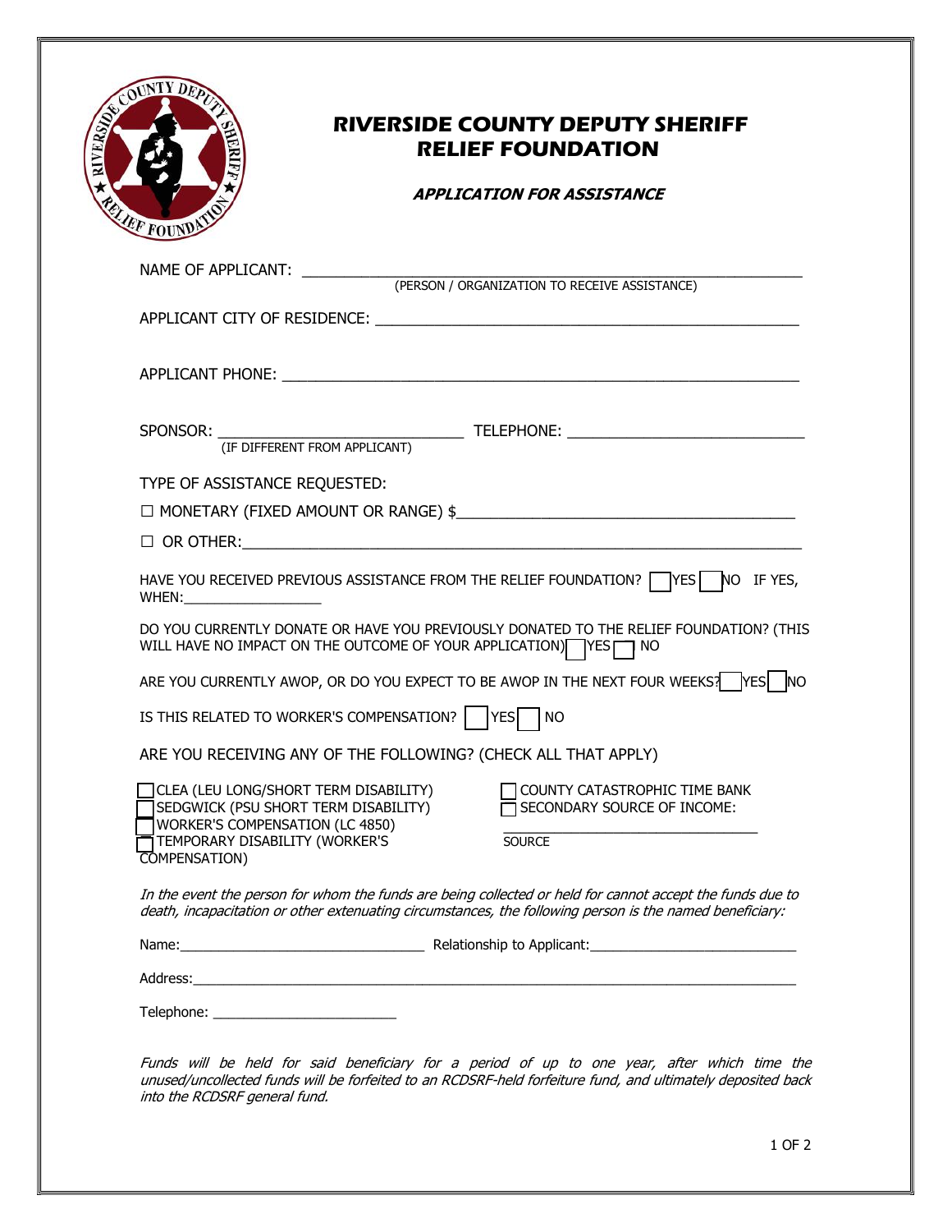# RIVERSIDE COUNTY DEPUTY SHERIFF RELIEF FOUNDATION

### *APPLICATION FOR ASSISTANCE*

NAME OF APPLICANT: ______________________________________________
(PERSON / ORGANIZATION TO RECEIVE ASSISTANCE)

APPLICANT CITY OF RESIDENCE: ______________________________________________

APPLICANT PHONE: ______________________________________________

SPONSOR: ____________________________ TELEPHONE: ____________________________
(IF DIFFERENT FROM APPLICANT)

TYPE OF ASSISTANCE REQUESTED:

☐ MONETARY (FIXED AMOUNT OR RANGE) $______________________________________

☐ OR OTHER:______________________________________________

HAVE YOU RECEIVED PREVIOUS ASSISTANCE FROM THE RELIEF FOUNDATION? ☐ YES ☐ NO IF YES, WHEN:_________________

DO YOU CURRENTLY DONATE OR HAVE YOU PREVIOUSLY DONATED TO THE RELIEF FOUNDATION? (THIS WILL HAVE NO IMPACT ON THE OUTCOME OF YOUR APPLICATION) ☐ YES ☐ NO

ARE YOU CURRENTLY AWOP, OR DO YOU EXPECT TO BE AWOP IN THE NEXT FOUR WEEKS? ☐ YES ☐ NO

IS THIS RELATED TO WORKER'S COMPENSATION? ☐ YES ☐ NO

ARE YOU RECEIVING ANY OF THE FOLLOWING? (CHECK ALL THAT APPLY)

☐ CLEA (LEU LONG/SHORT TERM DISABILITY)
☐ SEDGWICK (PSU SHORT TERM DISABILITY)
☐ WORKER'S COMPENSATION (LC 4850)
☐ TEMPORARY DISABILITY (WORKER'S COMPENSATION)
☐ COUNTY CATASTROPHIC TIME BANK
☐ SECONDARY SOURCE OF INCOME:
______________________________
SOURCE

*In the event the person for whom the funds are being collected or held for cannot accept the funds due to death, incapacitation or other extenuating circumstances, the following person is the named beneficiary:*

Name:______________________________ Relationship to Applicant:_________________________

Address:______________________________________________

Telephone: _______________________

*Funds will be held for said beneficiary for a period of up to one year, after which time the unused/uncollected funds will be forfeited to an RCDSRF-held forfeiture fund, and ultimately deposited back into the RCDSRF general fund.*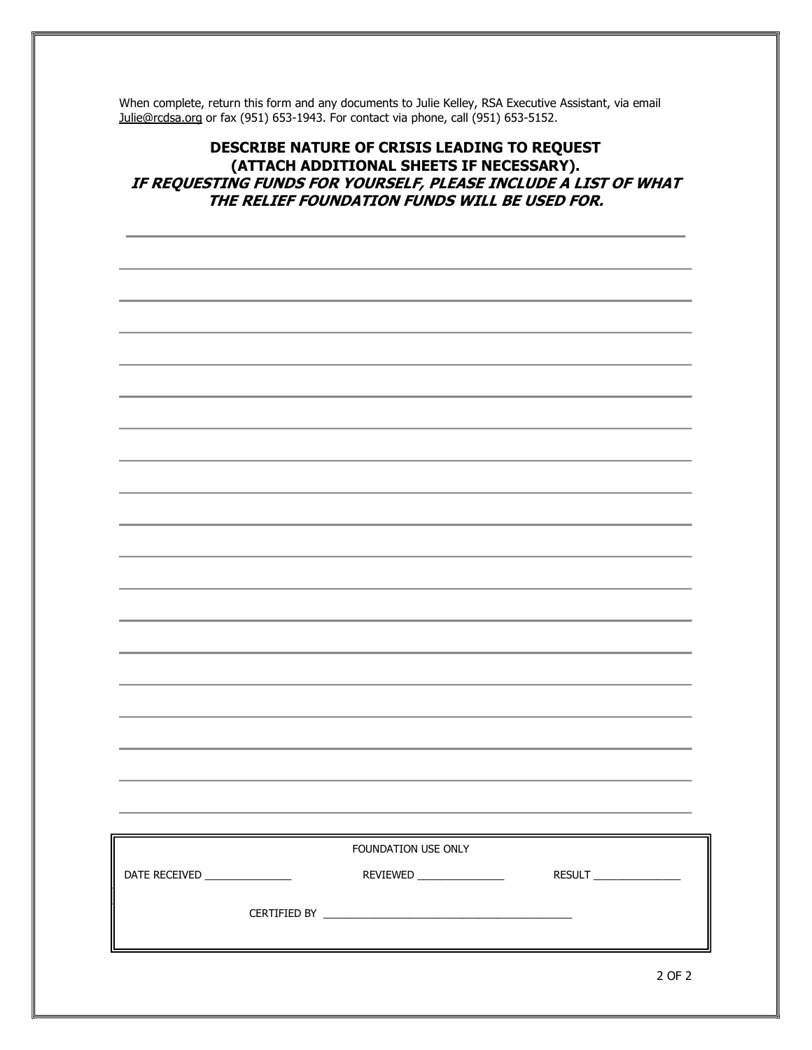When complete, return this form and any documents to Julie Kelley, RSA Executive Assistant, via email Julie@rcdsa.org or fax (951) 653-1943. For contact via phone, call (951) 653-5152.

## DESCRIBE NATURE OF CRISIS LEADING TO REQUEST (ATTACH ADDITIONAL SHEETS IF NECESSARY).

***IF REQUESTING FUNDS FOR YOURSELF, PLEASE INCLUDE A LIST OF WHAT THE RELIEF FOUNDATION FUNDS WILL BE USED FOR.***

______________________________________________________________________________

______________________________________________________________________________

______________________________________________________________________________

______________________________________________________________________________

______________________________________________________________________________

______________________________________________________________________________

______________________________________________________________________________

______________________________________________________________________________

______________________________________________________________________________

______________________________________________________________________________

______________________________________________________________________________

______________________________________________________________________________

______________________________________________________________________________

______________________________________________________________________________

______________________________________________________________________________

______________________________________________________________________________

______________________________________________________________________________

______________________________________________________________________________

______________________________________________________________________________

| FOUNDATION USE ONLY | | |
| --- | --- | --- |
| DATE RECEIVED _______________ | REVIEWED _______________ | RESULT _______________ |
| CERTIFIED BY __________________________________________ | | |